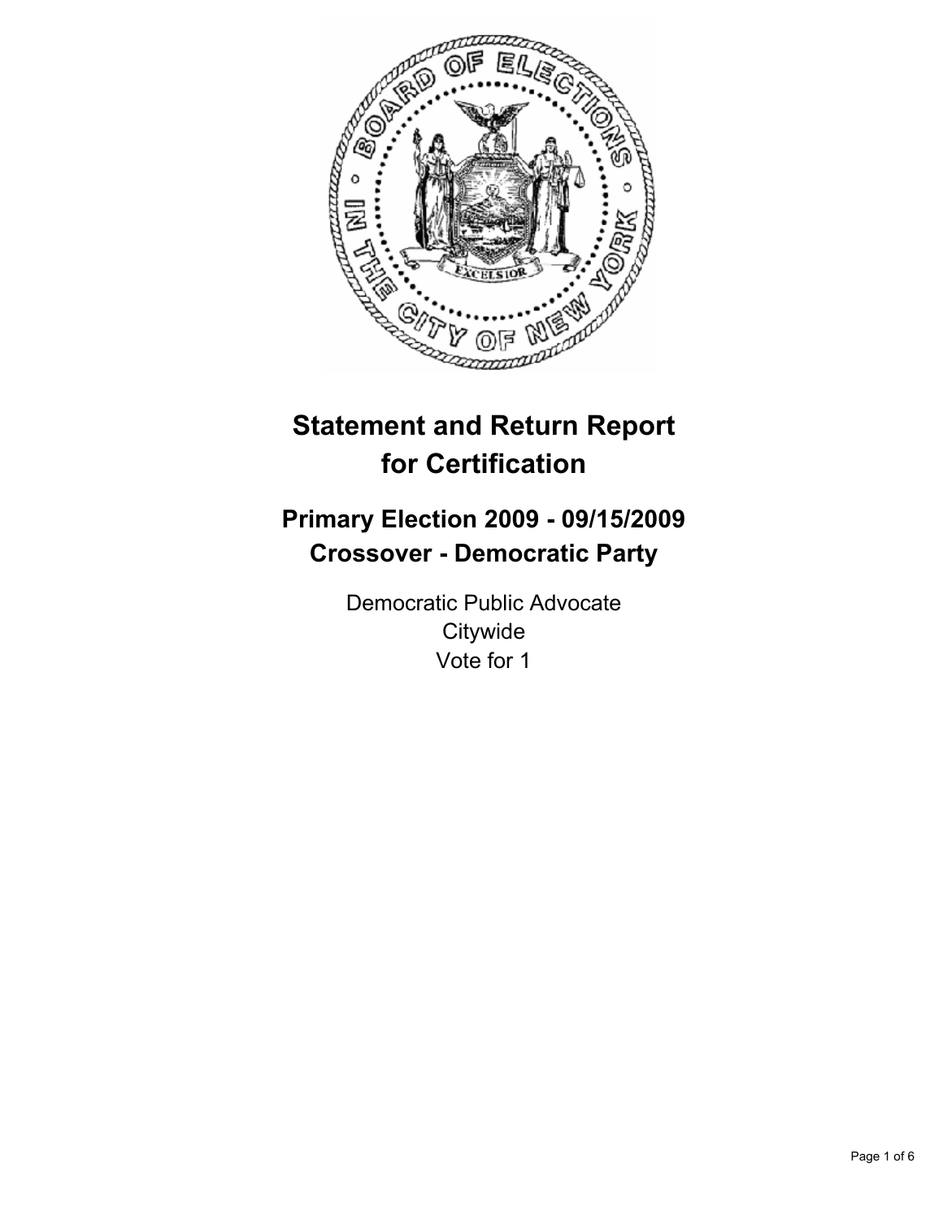# Statement and Return Report for Certification

## Primary Election 2009 - 09/15/2009
## Crossover - Democratic Party

Democratic Public Advocate
Citywide
Vote for 1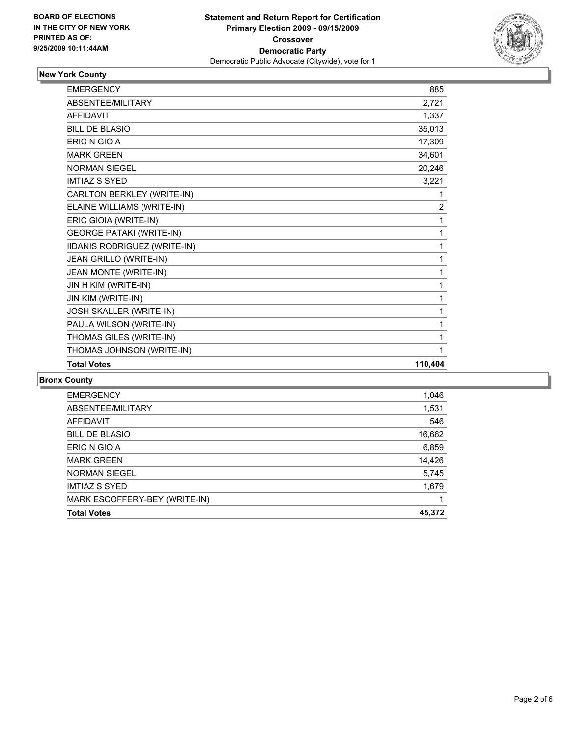**BOARD OF ELECTIONS IN THE CITY OF NEW YORK PRINTED AS OF: 9/25/2009 10:11:44AM**

# Statement and Return Report for Certification
## Primary Election 2009 - 09/15/2009
## Crossover
## Democratic Party
Democratic Public Advocate (Citywide), vote for 1

### New York County

| | |
|---|---|
| EMERGENCY | 885 |
| ABSENTEE/MILITARY | 2,721 |
| AFFIDAVIT | 1,337 |
| BILL DE BLASIO | 35,013 |
| ERIC N GIOIA | 17,309 |
| MARK GREEN | 34,601 |
| NORMAN SIEGEL | 20,246 |
| IMTIAZ S SYED | 3,221 |
| CARLTON BERKLEY (WRITE-IN) | 1 |
| ELAINE WILLIAMS (WRITE-IN) | 2 |
| ERIC GIOIA (WRITE-IN) | 1 |
| GEORGE PATAKI (WRITE-IN) | 1 |
| IIDANIS RODRIGUEZ (WRITE-IN) | 1 |
| JEAN GRILLO (WRITE-IN) | 1 |
| JEAN MONTE (WRITE-IN) | 1 |
| JIN H KIM (WRITE-IN) | 1 |
| JIN KIM (WRITE-IN) | 1 |
| JOSH SKALLER (WRITE-IN) | 1 |
| PAULA WILSON (WRITE-IN) | 1 |
| THOMAS GILES (WRITE-IN) | 1 |
| THOMAS JOHNSON (WRITE-IN) | 1 |
| **Total Votes** | **110,404** |

### Bronx County

| | |
|---|---|
| EMERGENCY | 1,046 |
| ABSENTEE/MILITARY | 1,531 |
| AFFIDAVIT | 546 |
| BILL DE BLASIO | 16,662 |
| ERIC N GIOIA | 6,859 |
| MARK GREEN | 14,426 |
| NORMAN SIEGEL | 5,745 |
| IMTIAZ S SYED | 1,679 |
| MARK ESCOFFERY-BEY (WRITE-IN) | 1 |
| **Total Votes** | **45,372** |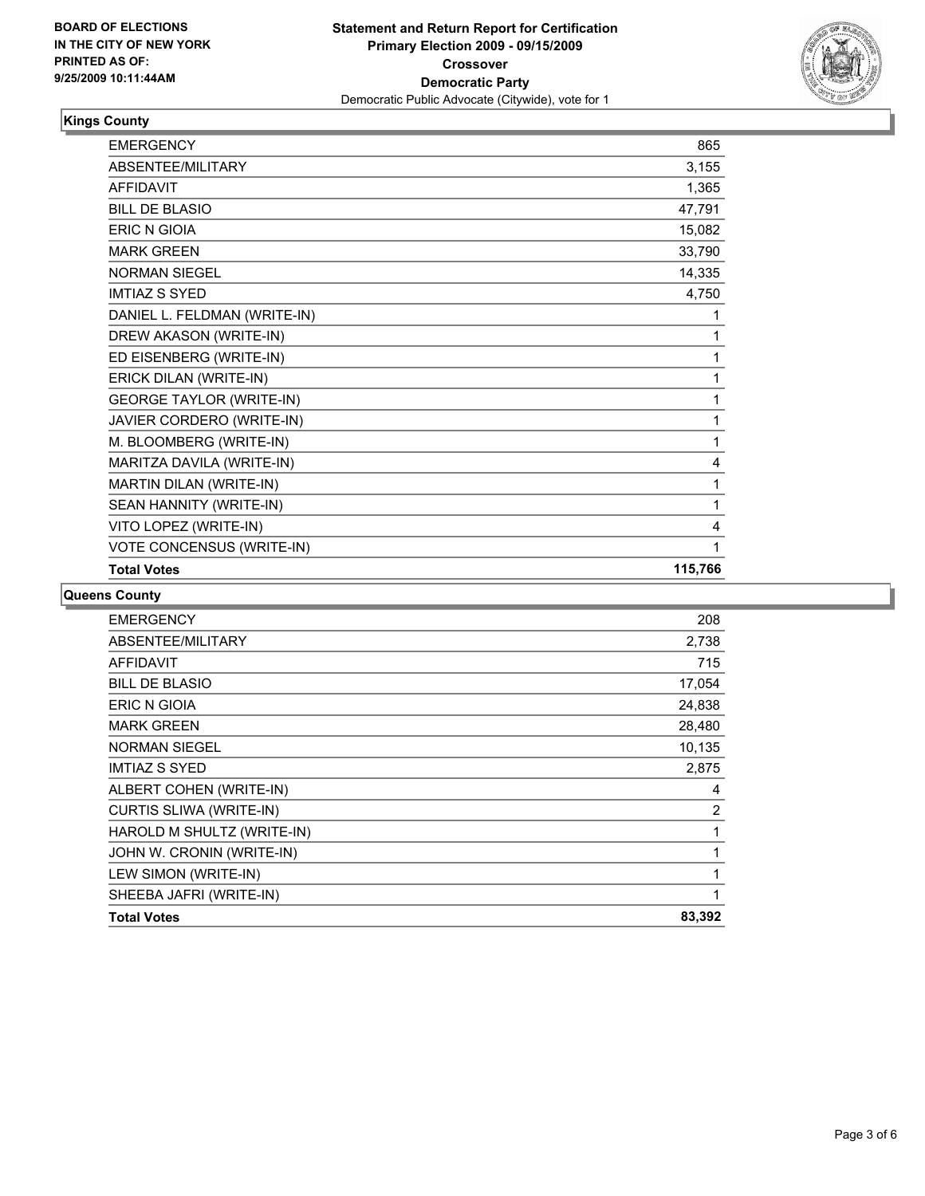**BOARD OF ELECTIONS**
**IN THE CITY OF NEW YORK**
**PRINTED AS OF:**
**9/25/2009 10:11:44AM**

**Statement and Return Report for Certification**
**Primary Election 2009 - 09/15/2009**
**Crossover**
**Democratic Party**
Democratic Public Advocate (Citywide), vote for 1

### Kings County

| | |
|---|---|
| EMERGENCY | 865 |
| ABSENTEE/MILITARY | 3,155 |
| AFFIDAVIT | 1,365 |
| BILL DE BLASIO | 47,791 |
| ERIC N GIOIA | 15,082 |
| MARK GREEN | 33,790 |
| NORMAN SIEGEL | 14,335 |
| IMTIAZ S SYED | 4,750 |
| DANIEL L. FELDMAN (WRITE-IN) | 1 |
| DREW AKASON (WRITE-IN) | 1 |
| ED EISENBERG (WRITE-IN) | 1 |
| ERICK DILAN (WRITE-IN) | 1 |
| GEORGE TAYLOR (WRITE-IN) | 1 |
| JAVIER CORDERO (WRITE-IN) | 1 |
| M. BLOOMBERG (WRITE-IN) | 1 |
| MARITZA DAVILA (WRITE-IN) | 4 |
| MARTIN DILAN (WRITE-IN) | 1 |
| SEAN HANNITY (WRITE-IN) | 1 |
| VITO LOPEZ (WRITE-IN) | 4 |
| VOTE CONCENSUS (WRITE-IN) | 1 |
| **Total Votes** | **115,766** |

### Queens County

| | |
|---|---|
| EMERGENCY | 208 |
| ABSENTEE/MILITARY | 2,738 |
| AFFIDAVIT | 715 |
| BILL DE BLASIO | 17,054 |
| ERIC N GIOIA | 24,838 |
| MARK GREEN | 28,480 |
| NORMAN SIEGEL | 10,135 |
| IMTIAZ S SYED | 2,875 |
| ALBERT COHEN (WRITE-IN) | 4 |
| CURTIS SLIWA (WRITE-IN) | 2 |
| HAROLD M SHULTZ (WRITE-IN) | 1 |
| JOHN W. CRONIN (WRITE-IN) | 1 |
| LEW SIMON (WRITE-IN) | 1 |
| SHEEBA JAFRI (WRITE-IN) | 1 |
| **Total Votes** | **83,392** |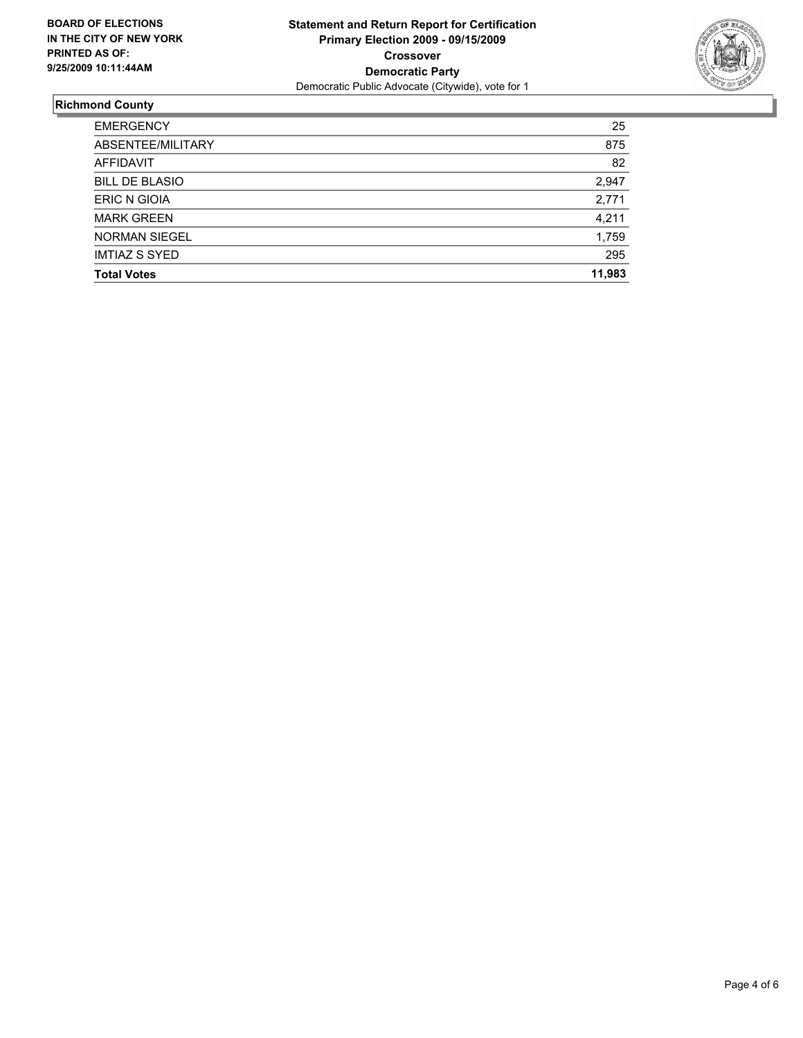**BOARD OF ELECTIONS IN THE CITY OF NEW YORK PRINTED AS OF: 9/25/2009 10:11:44AM**

**Statement and Return Report for Certification**
**Primary Election 2009 - 09/15/2009**
**Crossover**
**Democratic Party**
Democratic Public Advocate (Citywide), vote for 1

## Richmond County

| | |
|---|---|
| EMERGENCY | 25 |
| ABSENTEE/MILITARY | 875 |
| AFFIDAVIT | 82 |
| BILL DE BLASIO | 2,947 |
| ERIC N GIOIA | 2,771 |
| MARK GREEN | 4,211 |
| NORMAN SIEGEL | 1,759 |
| IMTIAZ S SYED | 295 |
| **Total Votes** | **11,983** |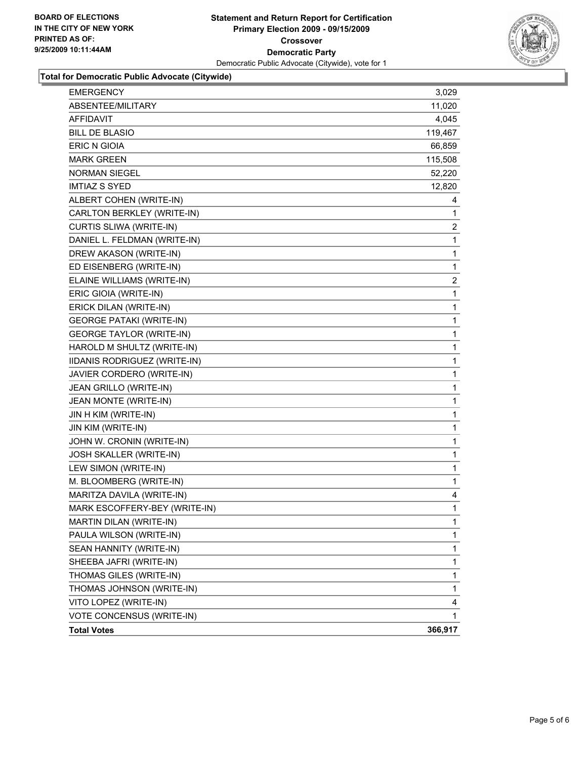**BOARD OF ELECTIONS IN THE CITY OF NEW YORK PRINTED AS OF: 9/25/2009 10:11:44AM**

# Statement and Return Report for Certification
## Primary Election 2009 - 09/15/2009
## Crossover
## Democratic Party
Democratic Public Advocate (Citywide), vote for 1

### Total for Democratic Public Advocate (Citywide)

| | |
|---|---|
| EMERGENCY | 3,029 |
| ABSENTEE/MILITARY | 11,020 |
| AFFIDAVIT | 4,045 |
| BILL DE BLASIO | 119,467 |
| ERIC N GIOIA | 66,859 |
| MARK GREEN | 115,508 |
| NORMAN SIEGEL | 52,220 |
| IMTIAZ S SYED | 12,820 |
| ALBERT COHEN (WRITE-IN) | 4 |
| CARLTON BERKLEY (WRITE-IN) | 1 |
| CURTIS SLIWA (WRITE-IN) | 2 |
| DANIEL L. FELDMAN (WRITE-IN) | 1 |
| DREW AKASON (WRITE-IN) | 1 |
| ED EISENBERG (WRITE-IN) | 1 |
| ELAINE WILLIAMS (WRITE-IN) | 2 |
| ERIC GIOIA (WRITE-IN) | 1 |
| ERICK DILAN (WRITE-IN) | 1 |
| GEORGE PATAKI (WRITE-IN) | 1 |
| GEORGE TAYLOR (WRITE-IN) | 1 |
| HAROLD M SHULTZ (WRITE-IN) | 1 |
| IIDANIS RODRIGUEZ (WRITE-IN) | 1 |
| JAVIER CORDERO (WRITE-IN) | 1 |
| JEAN GRILLO (WRITE-IN) | 1 |
| JEAN MONTE (WRITE-IN) | 1 |
| JIN H KIM (WRITE-IN) | 1 |
| JIN KIM (WRITE-IN) | 1 |
| JOHN W. CRONIN (WRITE-IN) | 1 |
| JOSH SKALLER (WRITE-IN) | 1 |
| LEW SIMON (WRITE-IN) | 1 |
| M. BLOOMBERG (WRITE-IN) | 1 |
| MARITZA DAVILA (WRITE-IN) | 4 |
| MARK ESCOFFERY-BEY (WRITE-IN) | 1 |
| MARTIN DILAN (WRITE-IN) | 1 |
| PAULA WILSON (WRITE-IN) | 1 |
| SEAN HANNITY (WRITE-IN) | 1 |
| SHEEBA JAFRI (WRITE-IN) | 1 |
| THOMAS GILES (WRITE-IN) | 1 |
| THOMAS JOHNSON (WRITE-IN) | 1 |
| VITO LOPEZ (WRITE-IN) | 4 |
| VOTE CONCENSUS (WRITE-IN) | 1 |
| **Total Votes** | **366,917** |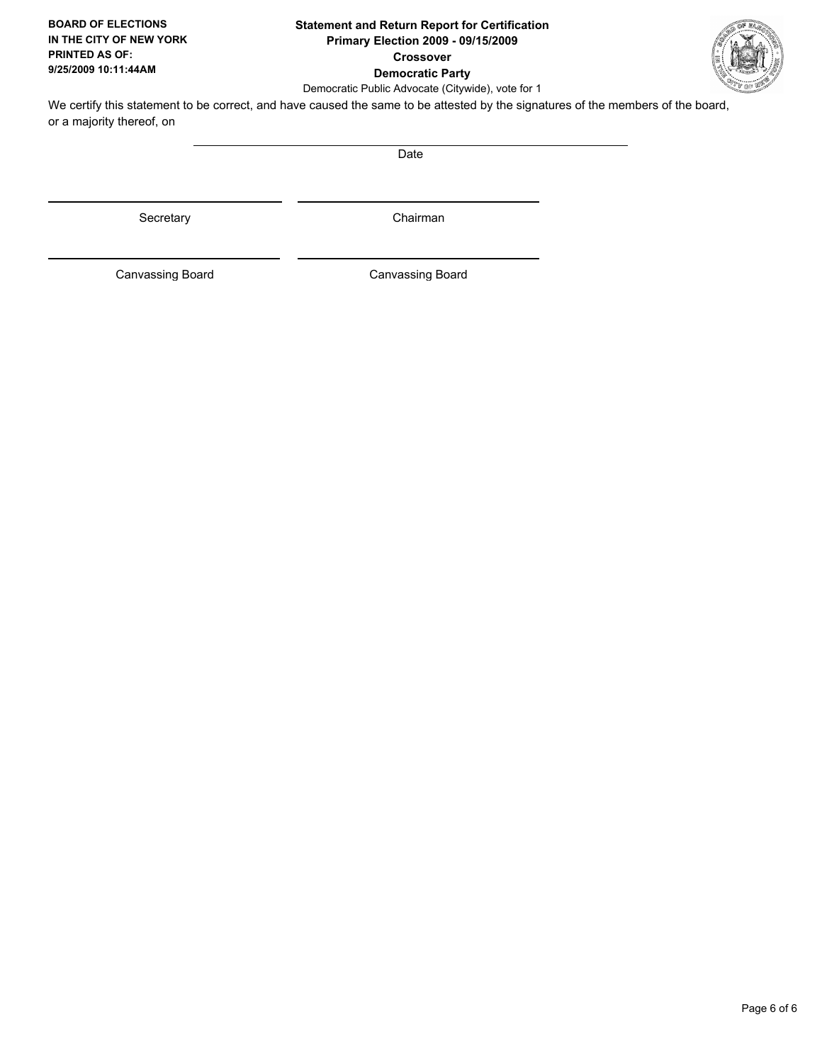**BOARD OF ELECTIONS IN THE CITY OF NEW YORK**
**PRINTED AS OF:**
**9/25/2009 10:11:44AM**

**Statement and Return Report for Certification**
**Primary Election 2009 - 09/15/2009**
**Crossover**
**Democratic Party**

Democratic Public Advocate (Citywide), vote for 1

We certify this statement to be correct, and have caused the same to be attested by the signatures of the members of the board, or a majority thereof, on

\_\_\_\_\_\_\_\_\_\_\_\_\_\_\_\_\_\_\_\_\_\_\_\_\_\_\_\_\_\_
Date

\_\_\_\_\_\_\_\_\_\_\_\_\_\_\_\_\_\_\_\_ \_\_\_\_\_\_\_\_\_\_\_\_\_\_\_\_\_\_\_\_
Secretary Chairman

\_\_\_\_\_\_\_\_\_\_\_\_\_\_\_\_\_\_\_\_ \_\_\_\_\_\_\_\_\_\_\_\_\_\_\_\_\_\_\_\_
Canvassing Board Canvassing Board